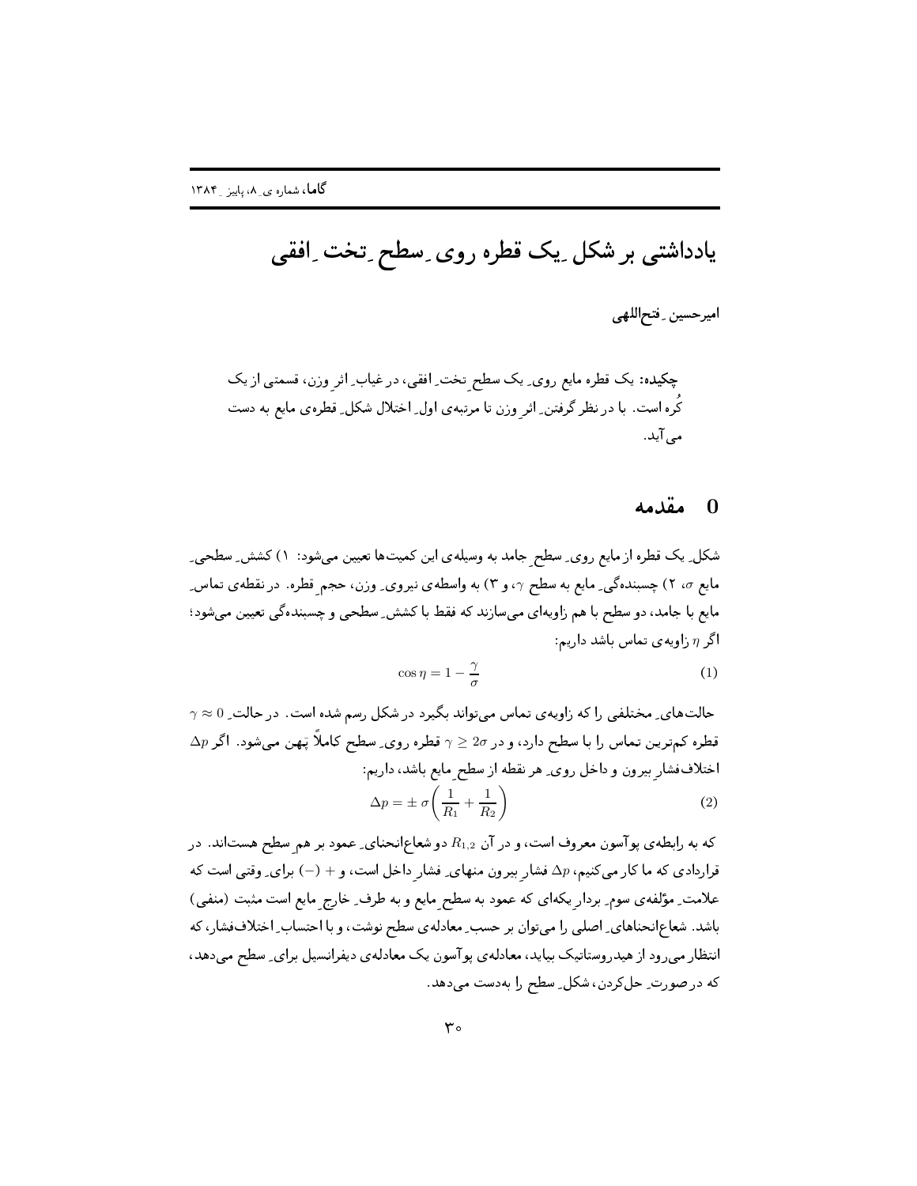# یادداشتی بر شکل ِیک قطره روی ِسطح ِتخت ِافقی

**امیرحسین ِفتح‌اللهی**

**چکیده:** یک قطره مایع روی ِ یک سطح ِتخت ِ افقی، در غیاب ِ اثر ِ وزن، قسمتی از یک کُره است. با در نظر گرفتن ِ اثر ِ وزن تا مرتبه‌ی اول ِ اختلال شکل ِ قطره‌ی مایع به دست می‌آید.

## 0 مقدمه

شکل ِ یک قطره از مایع روی ِ سطح ِ جامد به وسیله‌ی این کمیت‌ها تعیین می‌شود: ۱) کشش ِ سطحی ِ مایع $\sigma$، ۲) چسبندگی ِ مایع به سطح $\gamma$، و ۳) به واسطه‌ی نیروی ِ وزن، حجم ِ قطره. در نقطه‌ی تماس ِ مایع با جامد، دو سطح با هم زاویه‌ای می‌سازند که فقط با کشش ِ سطحی و چسبندگی تعیین می‌شود؛ اگر $\eta$ زاویه‌ی تماس باشد داریم:

$$\cos\eta = 1 - \frac{\gamma}{\sigma} \tag{1}$$

حالت‌های ِ مختلفی را که زاویه‌ی تماس می‌تواند بگیرد در شکل رسم شده است. در حالت ِ $\gamma \approx 0$ قطره کم‌ترین تماس را با سطح دارد، و در $\gamma \geq 2\sigma$ قطره روی ِ سطح کاملاً پَهن می‌شود. اگر $\Delta p$ اختلاف‌فشار ِ بیرون و داخل روی ِ هر نقطه از سطح ِ مایع باشد، داریم:

$$\Delta p = \pm\, \sigma \left( \frac{1}{R_1} + \frac{1}{R_2} \right) \tag{2}$$

که به رابطه‌ی پوآسون معروف است، و در آن $R_{1,2}$ دو شعاع‌انحنای ِ عمود بر هم ِ سطح هستند. در قراردادی که ما کار می‌کنیم، $\Delta p$ فشار ِ بیرون منهای ِ فشار ِ داخل است، و $+$ $(-)$ برای ِ وقتی است که علامت ِ مؤلفه‌ی سوم ِ بردار ِ یکه‌ای که عمود به سطح ِ مایع و به طرف ِ خارج ِ مایع است مثبت (منفی) باشد. شعاع‌انحناهای ِ اصلی را می‌توان بر حسب ِ معادله‌ی سطح نوشت، و با احتساب ِ اختلاف‌فشار، که انتظار می‌رود از هیدروستاتیک بیاید، معادله‌ی پوآسون یک معادله‌ی دیفرانسیل برای ِ سطح می‌دهد، که در صورت ِ حل‌کردن، شکل ِ سطح را به‌دست می‌دهد.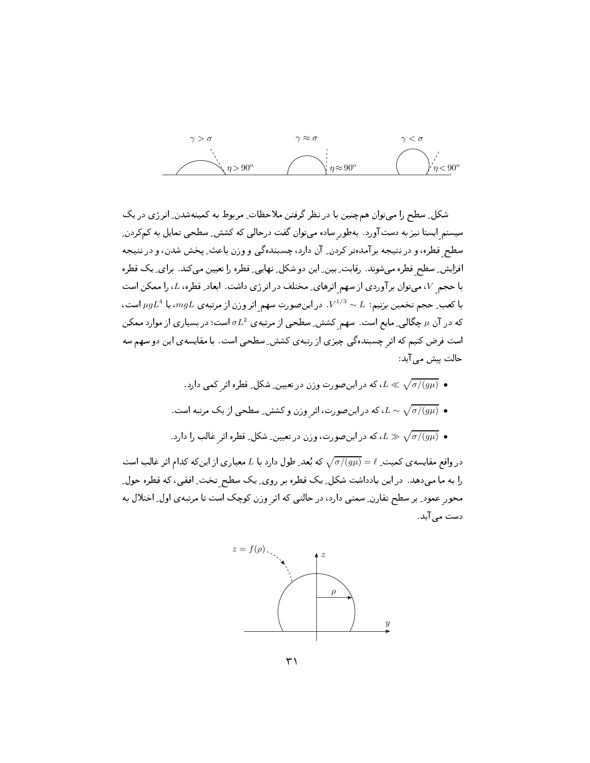شکلِ سطح را می‌توان هم‌چنین با در نظر گرفتن ملاحظاتِ مربوط به کمینه‌شدنِ انرژی در یک سیستمِ ایستا نیز به دست آورد. به‌طورِ ساده می‌توان گفت درحالی که کششِ سطحی تمایل به کم‌کردنِ سطحِ قطره، و در نتیجه برآمده‌تر کردنِ آن دارد، چسبنده‌گی و وزن باعثِ پخش شدن، و در نتیجه افزایشِ سطحِ قطره می‌شوند. رقابتِ بینِ این دو شکلِ نهاییِ قطره را تعیین می‌کند. برایِ یک قطره با حجمِ $V$، می‌توان برآوردی از سهمِ اثرهایِ مختلف در انرژی داشت. ابعادِ قطره، $L$، را ممکن است با کعبِ حجم تخمین بزنیم: $L \sim V^{1/3}$. در این‌صورت سهمِ اثرِ وزن از مرتبه‌ی $mgL$، یا $\mu g L^4$ است، که در آن $\mu$ چگالیِ مایع است. سهمِ کششِ سطحی از مرتبه‌ی $\sigma L^2$ است؛ در بسیاری از موارد ممکن است فرض کنیم که اثرِ چسبنده‌گی چیزی از رتبه‌ی کششِ سطحی است. با مقایسه‌ی این دو سهم سه حالت پیش می‌آید:

- $L \ll \sqrt{\sigma/(g\mu)}$، که در این‌صورت وزن در تعیینِ شکلِ قطره اثرِ کمی دارد.
- $L \sim \sqrt{\sigma/(g\mu)}$، که در این‌صورت، اثرِ وزن و کششِ سطحی از یک مرتبه است.
- $L \gg \sqrt{\sigma/(g\mu)}$، که در این‌صورت، وزن در تعیینِ شکلِ قطره اثرِ غالب را دارد.

در واقع مقایسه‌ی کمیتِ $\ell = \sqrt{\sigma/(g\mu)}$ که بُعدِ طول دارد با $L$ معیاری از این‌که کدام اثر غالب است را به ما می‌دهد. در این یادداشت شکلِ یک قطره بر رویِ یک سطحِ تختِ افقی، که قطره حولِ محورِ عمودِ بر سطح تقارنِ سمتی دارد، در حالتی که اثرِ وزن کوچک است تا مرتبه‌ی اولِ اختلال به دست می‌آید.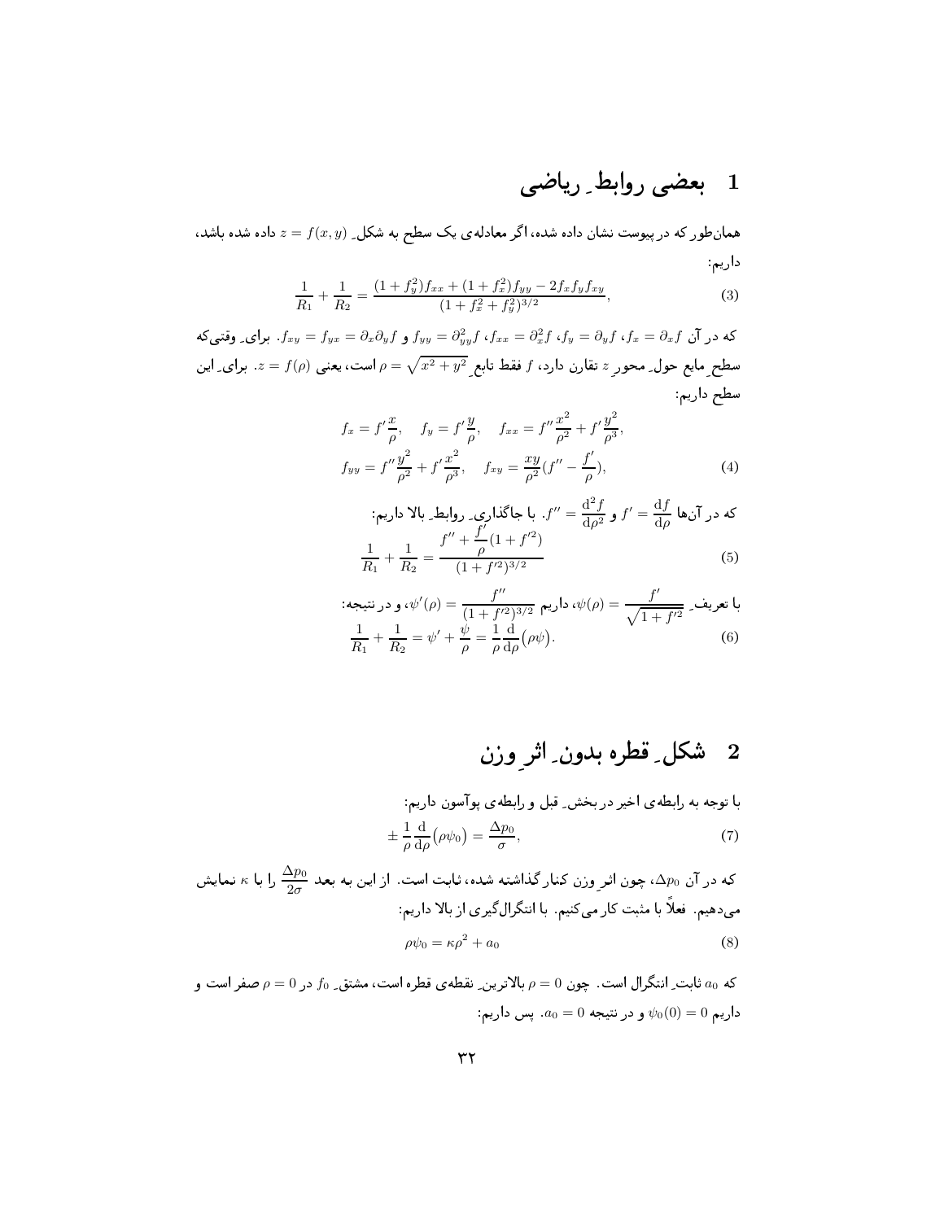## 1 بعضی روابطِ ریاضی

همان‌طور که در پیوست نشان داده شده، اگر معادله‌ی یک سطح به شکلِ $z = f(x, y)$ داده شده باشد، داریم:

$$\frac{1}{R_1} + \frac{1}{R_2} = \frac{(1+f_y^2)f_{xx} + (1+f_x^2)f_{yy} - 2f_x f_y f_{xy}}{(1+f_x^2+f_y^2)^{3/2}}, \tag{3}$$

که در آن $f_x = \partial_x f$، $f_y = \partial_y f$، $f_{xx} = \partial_x^2 f$، $f_{yy} = \partial_{yy}^2 f$ و $f_{xy} = f_{yx} = \partial_x \partial_y f$. برایِ وقتی‌که سطحِ مایع حولِ محورِ $z$ تقارن دارد، $f$ فقط تابعِ $\rho = \sqrt{x^2+y^2}$ است، یعنی $z = f(\rho)$. برایِ این سطح داریم:

$$\begin{aligned} f_x &= f'\frac{x}{\rho}, \quad f_y = f'\frac{y}{\rho}, \quad f_{xx} = f''\frac{x^2}{\rho^2} + f'\frac{y^2}{\rho^3}, \\ f_{yy} &= f''\frac{y^2}{\rho^2} + f'\frac{x^2}{\rho^3}, \quad f_{xy} = \frac{xy}{\rho^2}(f'' - \frac{f'}{\rho}), \end{aligned} \tag{4}$$

که در آن‌ها $f' = \dfrac{\mathrm{d}f}{\mathrm{d}\rho}$ و $f'' = \dfrac{\mathrm{d}^2 f}{\mathrm{d}\rho^2}$. با جاگذاریِ روابطِ بالا داریم:

$$\frac{1}{R_1} + \frac{1}{R_2} = \frac{f'' + \dfrac{f'}{\rho}(1+f'^2)}{(1+f'^2)^{3/2}} \tag{5}$$

با تعریفِ $\psi(\rho) = \dfrac{f'}{\sqrt{1+f'^2}}$، داریم $\psi'(\rho) = \dfrac{f''}{(1+f'^2)^{3/2}}$، و در نتیجه:

$$\frac{1}{R_1} + \frac{1}{R_2} = \psi' + \frac{\psi}{\rho} = \frac{1}{\rho}\frac{\mathrm{d}}{\mathrm{d}\rho}\big(\rho\psi\big). \tag{6}$$

## 2 شکلِ قطره بدونِ اثرِ وزن

با توجه به رابطه‌ی اخیر در بخشِ قبل و رابطه‌ی پوآسون داریم:

$$\pm\frac{1}{\rho}\frac{\mathrm{d}}{\mathrm{d}\rho}\big(\rho\psi_0\big) = \frac{\Delta p_0}{\sigma}, \tag{7}$$

که در آن $\Delta p_0$، چون اثرِ وزن کنار گذاشته شده، ثابت است. از این به بعد $\dfrac{\Delta p_0}{2\sigma}$ را با $\kappa$ نمایش می‌دهیم. فعلاً با مثبت کار می‌کنیم. با انتگرال‌گیری از بالا داریم:

$$\rho\psi_0 = \kappa\rho^2 + a_0 \tag{8}$$

که $a_0$ ثابتِ انتگرال است. چون $\rho = 0$ بالاترینِ نقطه‌ی قطره است، مشتقِ $f_0$ در $\rho = 0$ صفر است و داریم $\psi_0(0) = 0$ و در نتیجه $a_0 = 0$. پس داریم: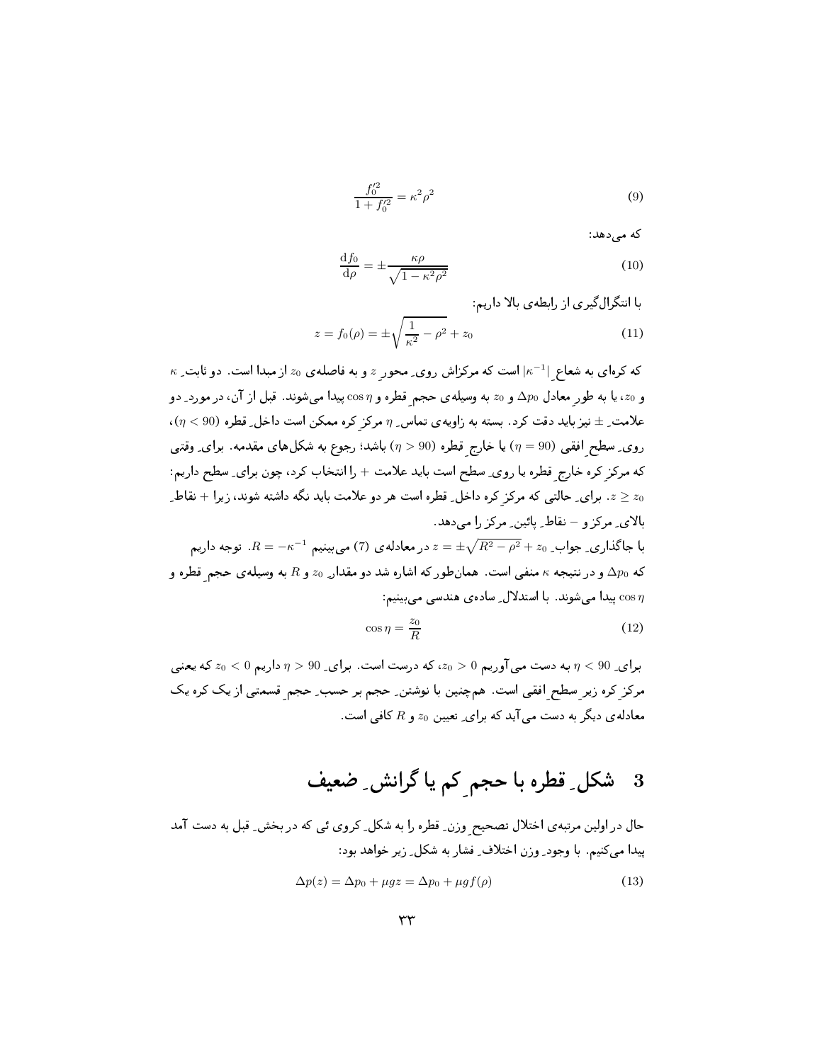$$\frac{f_0'^2}{1+f_0'^2} = \kappa^2 \rho^2 \tag{9}$$

که می‌دهد:

$$\frac{\mathrm{d}f_0}{\mathrm{d}\rho} = \pm \frac{\kappa\rho}{\sqrt{1-\kappa^2\rho^2}} \tag{10}$$

با انتگرال‌گیری از رابطه‌ی بالا داریم:

$$z = f_0(\rho) = \pm\sqrt{\frac{1}{\kappa^2} - \rho^2} + z_0 \tag{11}$$

که کره‌ای به شعاع $|\kappa^{-1}|$ است که مرکزاش روی ِ محورِ $z$ و به فاصله‌ی $z_0$ از مبدا است. دو ثابت ِ $\kappa$ و $z_0$، یا به طورِ معادل $\Delta p_0$ و $z_0$ به وسیله‌ی حجم ِ قطره و $\cos\eta$ پیدا می‌شوند. قبل از آن، در موردِ دو علامت ِ $\pm$ نیز باید دقت کرد. بسته به زاویه‌ی تماس ِ $\eta$ مرکزِ کره ممکن است داخل ِ قطره $(\eta < 90)$، روی ِ سطح ِ افقی $(\eta = 90)$ یا خارج ِ قطره $(\eta > 90)$ باشد؛ رجوع به شکل‌های مقدمه. برای ِ وقتی که مرکزِ کره خارج ِ قطره یا روی ِ سطح است باید علامت $+$ را انتخاب کرد، چون برای ِ سطح داریم: $z \geq z_0$. برای ِ حالتی که مرکزِ کره داخل ِ قطره است هر دو علامت باید نگه داشته شوند، زیرا $+$ نقاط ِ بالای ِ مرکز و $-$ نقاط ِ پائین ِ مرکز را می‌دهد.

با جاگذاری ِ جواب ِ $z = \pm\sqrt{R^2-\rho^2} + z_0$ در معادله‌ی (7) می‌بینیم $R = -\kappa^{-1}$. توجه داریم که $\Delta p_0$ و در نتیجه $\kappa$ منفی است. همان‌طور که اشاره شد دو مقدارِ $z_0$ و $R$ به وسیله‌ی حجم ِ قطره و $\cos\eta$ پیدا می‌شوند. با استدلال ِ ساده‌ی هندسی می‌بینیم:

$$\cos\eta = \frac{z_0}{R} \tag{12}$$

برای ِ $\eta < 90$ به دست می‌آوریم $z_0 > 0$، که درست است. برای ِ $\eta > 90$ داریم $z_0 < 0$ که یعنی مرکزِ کره زیرِ سطح ِ افقی است. هم‌چنین با نوشتن ِ حجم بر حسب ِ حجم ِ قسمتی از یک کره یک معادله‌ی دیگر به دست می‌آید که برای ِ تعیین $z_0$ و $R$ کافی است.

## 3 شکل ِ قطره با حجم ِ کم یا گرانش ِ ضعیف

حال در اولین مرتبه‌ی اختلال تصحیح ِ وزن ِ قطره را به شکل ِ کروی ئی که در بخش ِ قبل به دست آمد پیدا می‌کنیم. با وجودِ وزن اختلاف ِ فشار به شکل ِ زیر خواهد بود:

$$\Delta p(z) = \Delta p_0 + \mu g z = \Delta p_0 + \mu g f(\rho) \tag{13}$$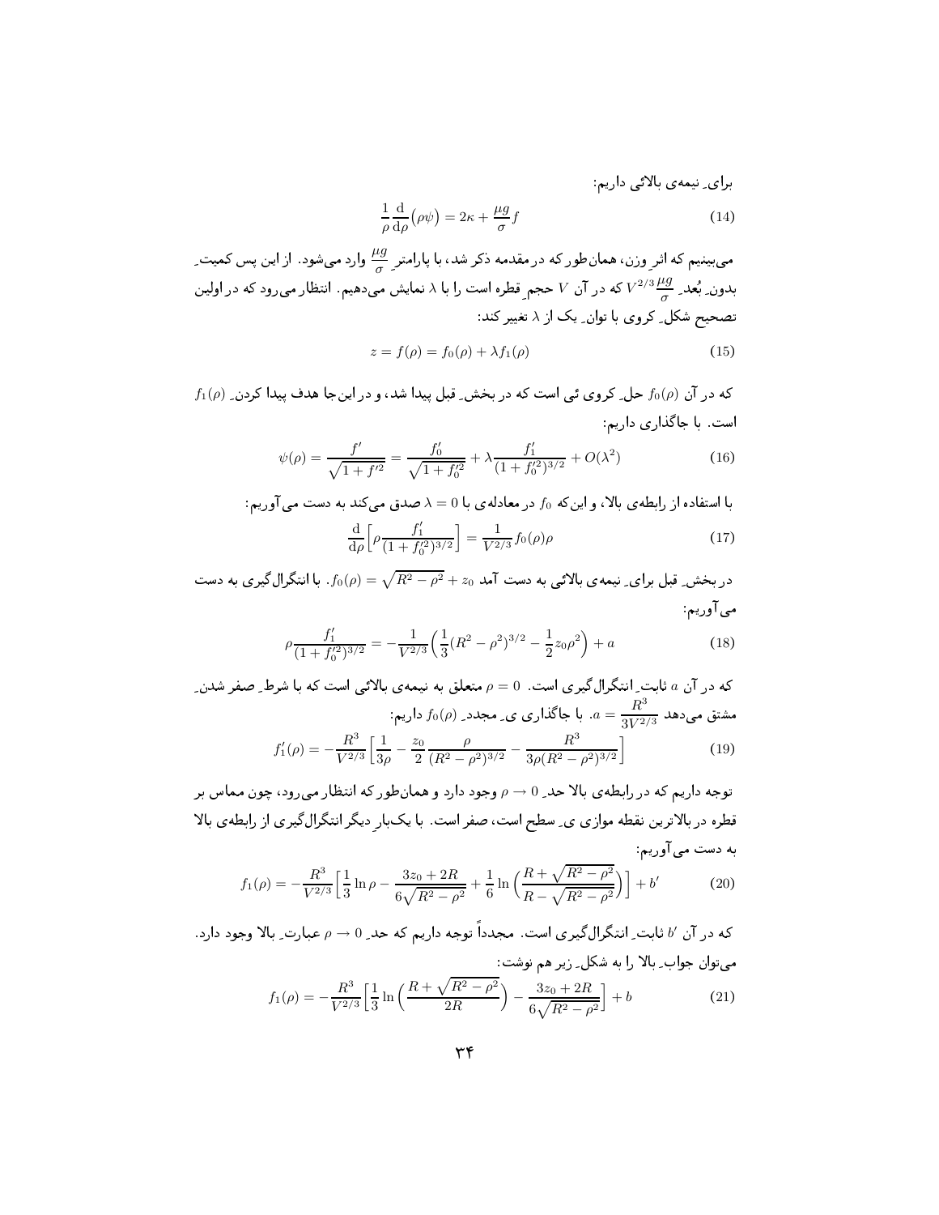برایِ نیمه‌ی بالائی داریم:

$$\frac{1}{\rho}\frac{\mathrm{d}}{\mathrm{d}\rho}\big(\rho\psi\big) = 2\kappa + \frac{\mu g}{\sigma}f \tag{14}$$

می‌بینیم که اثرِ وزن، همان‌طور که در مقدمه ذکر شد، با پارامترِ $\frac{\mu g}{\sigma}$ وارد می‌شود. از این پس کمیتِ بدونِ بُعدِ $V^{2/3}\frac{\mu g}{\sigma}$ که در آن $V$ حجمِ قطره است را با $\lambda$ نمایش می‌دهیم. انتظار می‌رود که در اولین تصحیحِ شکلِ کروی با توانِ یک از $\lambda$ تغییر کند:

$$z = f(\rho) = f_0(\rho) + \lambda f_1(\rho) \tag{15}$$

که در آن $f_0(\rho)$ حلِ کروی ئی است که در بخشِ قبل پیدا شد، و در این‌جا هدف پیدا کردنِ $f_1(\rho)$ است. با جاگذاری داریم:

$$\psi(\rho) = \frac{f'}{\sqrt{1+f'^2}} = \frac{f_0'}{\sqrt{1+f_0'^2}} + \lambda\frac{f_1'}{(1+f_0'^2)^{3/2}} + O(\lambda^2) \tag{16}$$

با استفاده از رابطه‌ی بالا، و این‌که $f_0$ در معادله‌ی با $\lambda = 0$ صدق می‌کند به دست می‌آوریم:

$$\frac{\mathrm{d}}{\mathrm{d}\rho}\Big[\rho\frac{f_1'}{(1+f_0'^2)^{3/2}}\Big] = \frac{1}{V^{2/3}}f_0(\rho)\rho \tag{17}$$

در بخشِ قبل برایِ نیمه‌ی بالائی به دست آمد $f_0(\rho) = \sqrt{R^2-\rho^2} + z_0$. با انتگرال‌گیری به دست می‌آوریم:

$$\rho\frac{f_1'}{(1+f_0'^2)^{3/2}} = -\frac{1}{V^{2/3}}\Big(\frac{1}{3}(R^2-\rho^2)^{3/2} - \frac{1}{2}z_0\rho^2\Big) + a \tag{18}$$

که در آن $a$ ثابتِ انتگرال‌گیری است. $\rho = 0$ متعلق به نیمه‌ی بالائی است که با شرطِ صفر شدنِ مشتق می‌دهد $a = \frac{R^3}{3V^{2/3}}$. با جاگذاری یِ مجددِ $f_0(\rho)$ داریم:

$$f_1'(\rho) = -\frac{R^3}{V^{2/3}}\Big[\frac{1}{3\rho} - \frac{z_0}{2}\frac{\rho}{(R^2-\rho^2)^{3/2}} - \frac{R^3}{3\rho(R^2-\rho^2)^{3/2}}\Big] \tag{19}$$

توجه داریم که در رابطه‌ی بالا حدِ $\rho \to 0$ وجود دارد و همان‌طور که انتظار می‌رود، چون مماس بر قطره در بالاترین نقطه موازی یِ سطح است، صفر است. با یک‌بارِ دیگر انتگرال‌گیری از رابطه‌ی بالا به دست می‌آوریم:

$$f_1(\rho) = -\frac{R^3}{V^{2/3}}\Big[\frac{1}{3}\ln\rho - \frac{3z_0+2R}{6\sqrt{R^2-\rho^2}} + \frac{1}{6}\ln\Big(\frac{R+\sqrt{R^2-\rho^2}}{R-\sqrt{R^2-\rho^2}}\Big)\Big] + b' \tag{20}$$

که در آن $b'$ ثابتِ انتگرال‌گیری است. مجدداً توجه داریم که حدِ $\rho \to 0$ عبارتِ بالا وجود دارد. می‌توان جوابِ بالا را به شکلِ زیر هم نوشت:

$$f_1(\rho) = -\frac{R^3}{V^{2/3}}\Big[\frac{1}{3}\ln\Big(\frac{R+\sqrt{R^2-\rho^2}}{2R}\Big) - \frac{3z_0+2R}{6\sqrt{R^2-\rho^2}}\Big] + b \tag{21}$$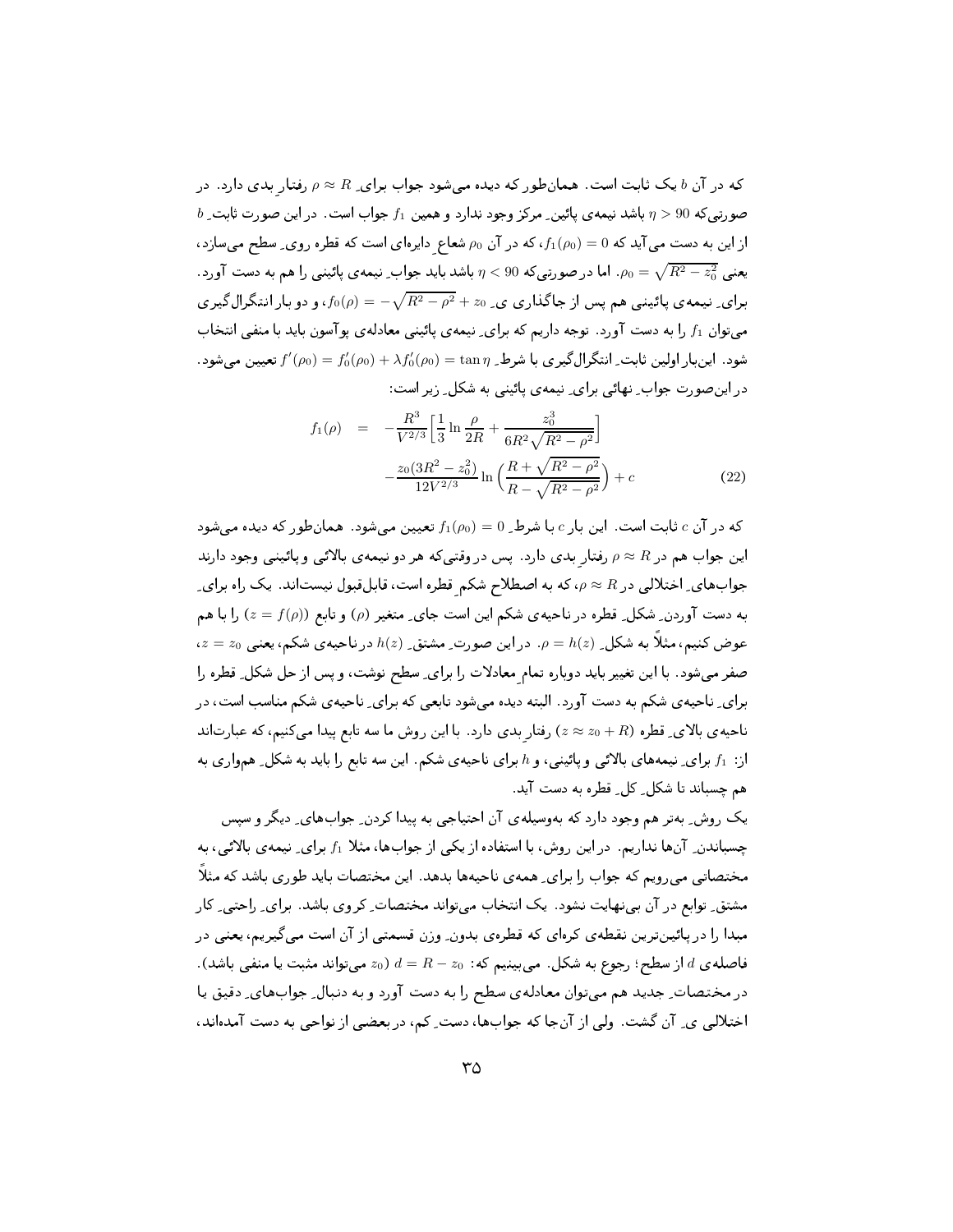که در آن $b$ یک ثابت است. همان‌طور که دیده می‌شود جواب برای $\rho \approx R$ رفتارِ بدی دارد. در صورتی‌که $\eta > 90$ باشد نیمه‌ی پائینِ مرکز وجود ندارد و همین $f_1$ جواب است. در این صورت ثابتِ $b$ از این به دست می‌آید که $f_1(\rho_0) = 0$، که در آن $\rho_0$ شعاعِ دایره‌ای است که قطره رویِ سطح می‌سازد، یعنی $\rho_0 = \sqrt{R^2 - z_0^2}$. اما در صورتی‌که $\eta < 90$ باشد باید جوابِ نیمه‌ی پائینی را هم به دست آورد. برای نیمه‌ی پائینی هم پس از جاگذاری یِ $f_0(\rho) = -\sqrt{R^2 - \rho^2} + z_0$، و دو بار انتگرال‌گیری می‌توان $f_1$ را به دست آورد. توجه داریم که برای نیمه‌ی پائینی معادله‌ی پوآسون باید با منفی انتخاب شود. این‌بار اولین ثابتِ انتگرال‌گیری با شرطِ $f'(\rho_0) = f_0'(\rho_0) + \lambda f_0'(\rho_0) = \tan\eta$ تعیین می‌شود. در این‌صورت جوابِ نهائی برای نیمه‌ی پائینی به شکلِ زیر است:

$$
\begin{aligned}
f_1(\rho) \quad &= \quad -\frac{R^3}{V^{2/3}}\Big[\frac{1}{3}\ln\frac{\rho}{2R} + \frac{z_0^3}{6R^2\sqrt{R^2-\rho^2}}\Big] \\
&\quad -\frac{z_0(3R^2 - z_0^2)}{12V^{2/3}}\ln\Big(\frac{R+\sqrt{R^2-\rho^2}}{R-\sqrt{R^2-\rho^2}}\Big) + c \qquad (22)
\end{aligned}
$$

که در آن $c$ ثابت است. این بار $c$ با شرطِ $f_1(\rho_0) = 0$ تعیین می‌شود. همان‌طور که دیده می‌شود این جواب هم در $\rho \approx R$ رفتارِ بدی دارد. پس در وقتی‌که هر دو نیمه‌ی بالائی و پائینی وجود دارند جواب‌های اختلالی در $\rho \approx R$، که به اصطلاح شکمِ قطره است، قابل‌قبول نیست‌اند. یک راه برایِ به دست آوردنِ شکلِ قطره در ناحیه‌ی شکم این است جای متغیر ($\rho$) و تابع ($z = f(\rho)$) را با هم عوض کنیم، مثلاً به شکلِ $\rho = h(z)$. در این صورت مشتقِ $h(z)$ در ناحیه‌ی شکم، یعنی $z = z_0$، صفر می‌شود. با این تغییر باید دوباره تمامِ معادلات را برای سطح نوشت، و پس از حل شکلِ قطره را برای ناحیه‌ی شکم به دست آورد. البته دیده می‌شود تابعی که برای ناحیه‌ی شکم مناسب است، در ناحیه‌ی بالای قطره ($z \approx z_0 + R$) رفتار بدی دارد. با این روش ما سه تابع پیدا می‌کنیم، که عبارت‌اند از: $f_1$ برای نیمه‌های بالائی و پائینی، و $h$ برای ناحیه‌ی شکم. این سه تابع را باید به شکلِ هم‌واری به هم چسباند تا شکلِ کلِ قطره به دست آید.

یک روشِ به‌تر هم وجود دارد که به‌وسیله‌ی آن احتیاجی به پیدا کردنِ جواب‌های دیگر و سپس چسباندنِ آن‌ها نداریم. در این روش، با استفاده از یکی از جواب‌ها، مثلا $f_1$ برای نیمه‌ی بالائی، به مختصاتی می‌رویم که جواب را برای همه‌ی ناحیه‌ها بدهد. این مختصات باید طوری باشد که مثلاً مشتقِ توابع در آن بی‌نهایت نشود. یک انتخاب می‌تواند مختصاتِ کروی باشد. برای راحتیِ کار مبدا را در پائین‌ترین نقطه‌ی کره‌ای که قطره‌ی بدونِ وزن قسمتی از آن است می‌گیریم، یعنی در فاصله‌ی $d$ از سطح؛ رجوع به شکل. می‌بینیم که: $d = R - z_0$ ($z_0$ می‌تواند مثبت یا منفی باشد). در مختصاتِ جدید هم می‌توان معادله‌ی سطح را به دست آورد و به دنبالِ جواب‌های دقیق یا اختلالی یِ آن گشت. ولی از آن‌جا که جواب‌ها، دستِ کم، در بعضی از نواحی به دست آمده‌اند،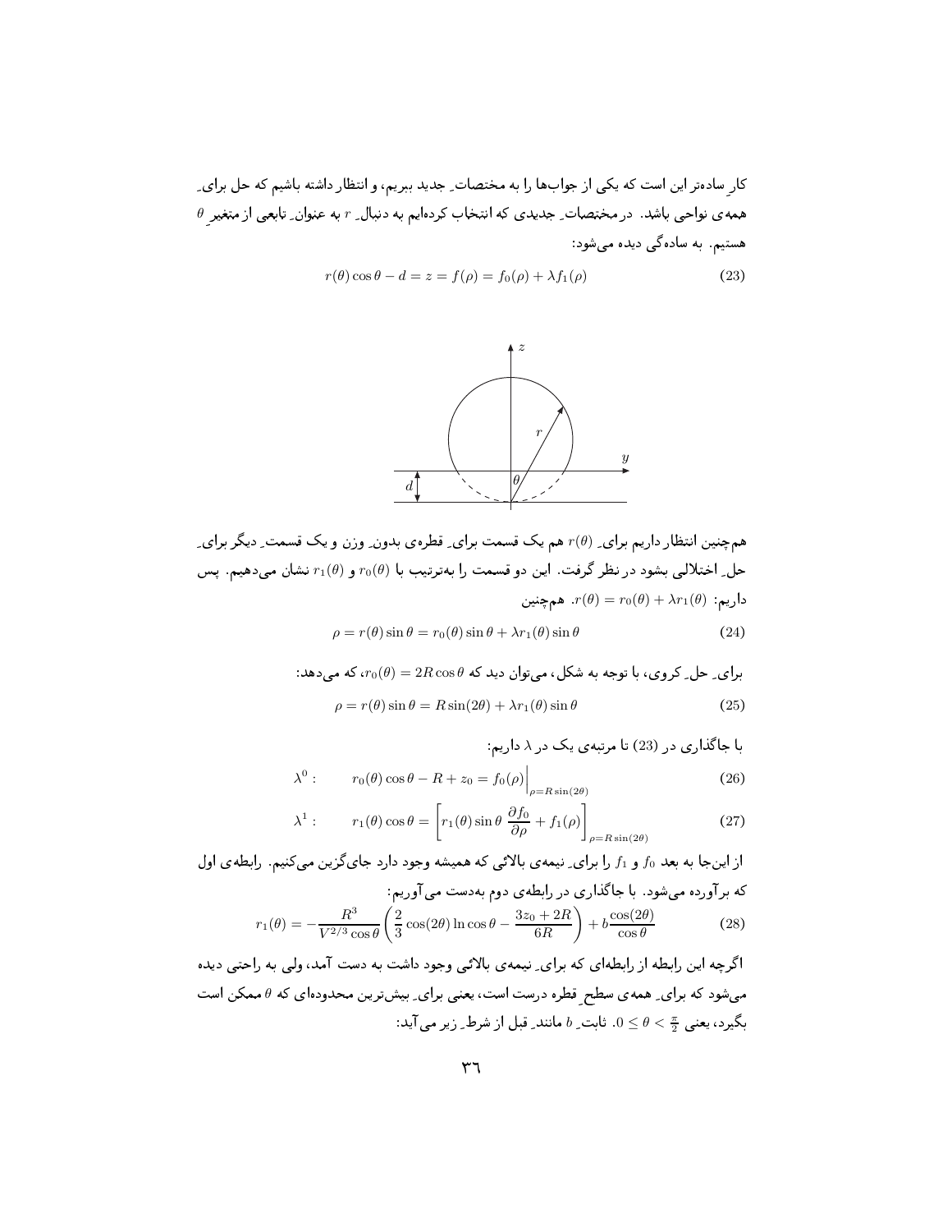کارِ ساده‌تر این است که یکی از جواب‌ها را به مختصاتِ جدید ببریم، و انتظار داشته باشیم که حل برایِ همه‌ی نواحی باشد. در مختصاتِ جدیدی که انتخاب کرده‌ایم به دنبالِ $r$ به عنوانِ تابعی از متغیرِ $\theta$ هستیم. به ساده‌گی دیده می‌شود:

$$r(\theta)\cos\theta - d = z = f(\rho) = f_0(\rho) + \lambda f_1(\rho) \tag{23}$$

هم‌چنین انتظار داریم برایِ $r(\theta)$ هم یک قسمت برایِ قطره‌ی بدونِ وزن و یک قسمتِ دیگر برایِ حلِ اختلالی بشود در نظر گرفت. این دو قسمت را به‌ترتیب با $r_0(\theta)$ و $r_1(\theta)$ نشان می‌دهیم. پس داریم: $r(\theta) = r_0(\theta) + \lambda r_1(\theta)$. هم‌چنین

$$\rho = r(\theta)\sin\theta = r_0(\theta)\sin\theta + \lambda r_1(\theta)\sin\theta \tag{24}$$

برایِ حلِ کروی، با توجه به شکل، می‌توان دید که $r_0(\theta) = 2R\cos\theta$، که می‌دهد:

$$\rho = r(\theta)\sin\theta = R\sin(2\theta) + \lambda r_1(\theta)\sin\theta \tag{25}$$

با جاگذاری در (23) تا مرتبه‌ی یک در $\lambda$ داریم:

$$\lambda^0: \qquad r_0(\theta)\cos\theta - R + z_0 = f_0(\rho)\Big|_{\rho = R\sin(2\theta)} \tag{26}$$

$$\lambda^1: \qquad r_1(\theta)\cos\theta = \left[r_1(\theta)\sin\theta\,\frac{\partial f_0}{\partial\rho} + f_1(\rho)\right]_{\rho = R\sin(2\theta)} \tag{27}$$

از این‌جا به بعد $f_0$ و $f_1$ را برایِ نیمه‌ی بالائی که همیشه وجود دارد جای‌گزین می‌کنیم. رابطه‌ی اول که برآورده می‌شود. با جاگذاری در رابطه‌ی دوم به‌دست می‌آوریم:

$$r_1(\theta) = -\frac{R^3}{V^{2/3}\cos\theta}\left(\frac{2}{3}\cos(2\theta)\ln\cos\theta - \frac{3z_0 + 2R}{6R}\right) + b\frac{\cos(2\theta)}{\cos\theta} \tag{28}$$

اگرچه این رابطه از رابطه‌ای که برایِ نیمه‌ی بالائی وجود داشت به دست آمد، ولی به راحتی دیده می‌شود که برایِ همه‌ی سطحِ قطره درست است، یعنی برایِ بیش‌ترین محدوده‌ای که $\theta$ ممکن است بگیرد، یعنی $0 \le \theta < \frac{\pi}{2}$. ثابتِ $b$ مانندِ قبل از شرطِ زیر می‌آید: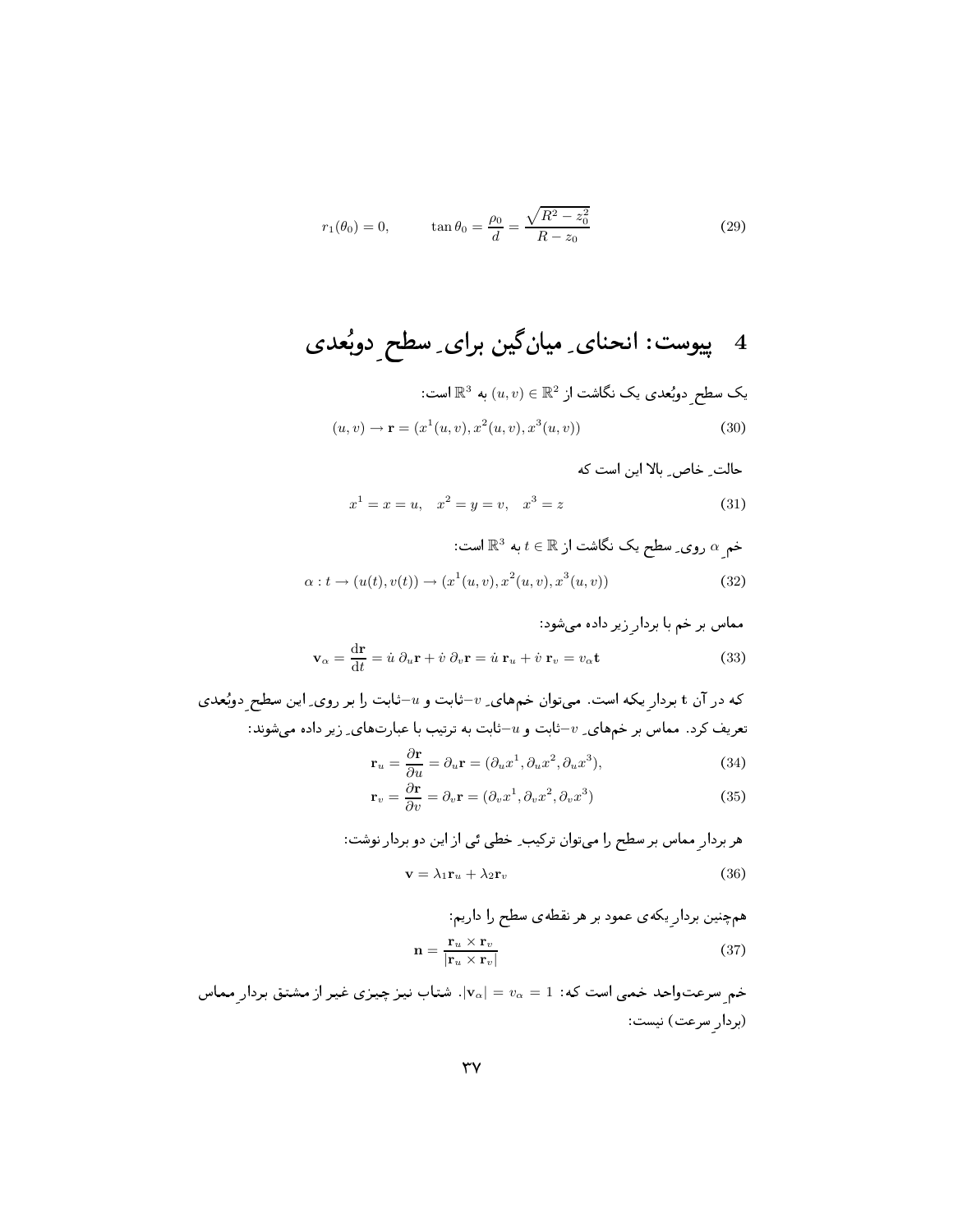$$r_1(\theta_0) = 0, \qquad \tan\theta_0 = \frac{\rho_0}{d} = \frac{\sqrt{R^2 - z_0^2}}{R - z_0} \tag{29}$$

## 4 پیوست: انحنای ِ میان‌گین برای ِ سطح ِ دوبُعدی

یک سطح ِ دوبُعدی یک نگاشت از $(u,v) \in \mathbb{R}^2$ به $\mathbb{R}^3$ است:

$$(u,v) \to \mathbf{r} = (x^1(u,v), x^2(u,v), x^3(u,v)) \tag{30}$$

حالت ِ خاص ِ بالا این است که

$$x^1 = x = u, \quad x^2 = y = v, \quad x^3 = z \tag{31}$$

خم ِ $\alpha$ روی ِ سطح یک نگاشت از $t \in \mathbb{R}$ به $\mathbb{R}^3$ است:

$$\alpha : t \to (u(t), v(t)) \to (x^1(u,v), x^2(u,v), x^3(u,v)) \tag{32}$$

مماس بر خم با بردار ِ زیر داده می‌شود:

$$\mathbf{v}_\alpha = \frac{\mathrm{d}\mathbf{r}}{\mathrm{d}t} = \dot{u}\,\partial_u \mathbf{r} + \dot{v}\,\partial_v \mathbf{r} = \dot{u}\,\mathbf{r}_u + \dot{v}\,\mathbf{r}_v = v_\alpha \mathbf{t} \tag{33}$$

که در آن $\mathbf{t}$ بردار ِ یکه است. می‌توان خم‌های ِ $v$−ثابت و $u$−ثابت را بر روی ِ این سطح ِ دوبُعدی تعریف کرد. مماس بر خم‌های ِ $v$−ثابت و $u$−ثابت به ترتیب با عبارت‌های ِ زیر داده می‌شوند:

$$\mathbf{r}_u = \frac{\partial \mathbf{r}}{\partial u} = \partial_u \mathbf{r} = (\partial_u x^1, \partial_u x^2, \partial_u x^3), \tag{34}$$

$$\mathbf{r}_v = \frac{\partial \mathbf{r}}{\partial v} = \partial_v \mathbf{r} = (\partial_v x^1, \partial_v x^2, \partial_v x^3) \tag{35}$$

هر بردار ِ مماس بر سطح را می‌توان ترکیب ِ خطی ئی از این دو بردار نوشت:

$$\mathbf{v} = \lambda_1 \mathbf{r}_u + \lambda_2 \mathbf{r}_v \tag{36}$$

هم‌چنین بردار ِ یکه‌ی عمود بر هر نقطه‌ی سطح را داریم:

$$\mathbf{n} = \frac{\mathbf{r}_u \times \mathbf{r}_v}{|\mathbf{r}_u \times \mathbf{r}_v|} \tag{37}$$

خم ِ سرعت‌واحد خمی است که: $|\mathbf{v}_\alpha| = v_\alpha = 1$. شتاب نیز چیزی غیر از مشتق بردار ِ مماس (بردار ِ سرعت) نیست: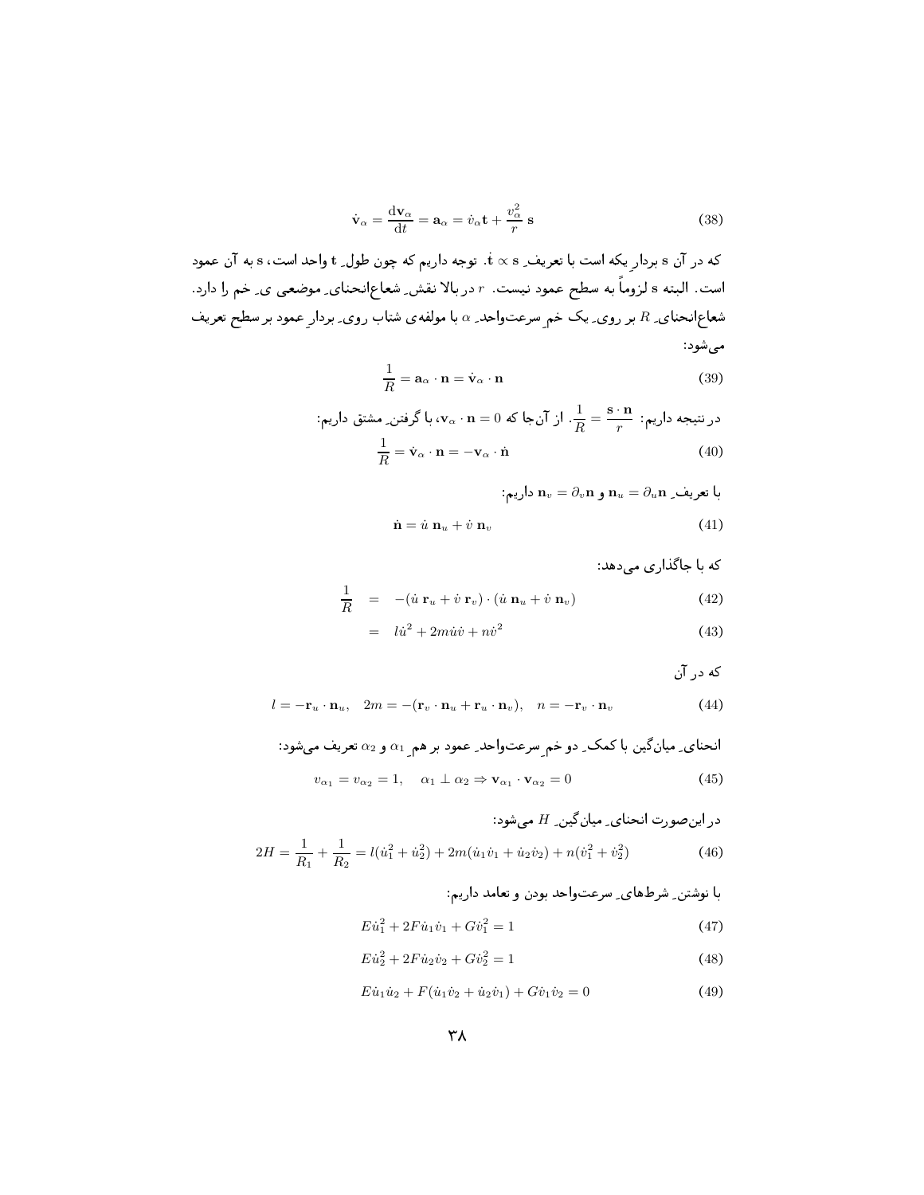$$\dot{\mathbf{v}}_\alpha = \frac{\mathrm{d}\mathbf{v}_\alpha}{\mathrm{d}t} = \mathbf{a}_\alpha = \dot{v}_\alpha \mathbf{t} + \frac{v_\alpha^2}{r}\,\mathbf{s} \tag{38}$$

که در آن $\mathbf{s}$ بردارِ یکه است با تعریفِ $\dot{\mathbf{t}} \propto \mathbf{s}$. توجه داریم که چون طولِ $\mathbf{t}$ واحد است، $\mathbf{s}$ به آن عمود است. البته $\mathbf{s}$ لزوماً به سطح عمود نیست. $r$ در بالا نقشِ شعاع‌انحنای موضعی یِ خم را دارد. شعاع‌انحنایِ $R$ بر رویِ یک خمِ سرعت‌واحدِ $\alpha$ با مولفه‌ی شتاب رویِ بردارِ عمود بر سطح تعریف می‌شود:

$$\frac{1}{R} = \mathbf{a}_\alpha \cdot \mathbf{n} = \dot{\mathbf{v}}_\alpha \cdot \mathbf{n} \tag{39}$$

در نتیجه داریم: $\frac{1}{R} = \frac{\mathbf{s}\cdot\mathbf{n}}{r}$. از آن‌جا که $\mathbf{v}_\alpha \cdot \mathbf{n} = 0$، با گرفتنِ مشتق داریم:

$$\frac{1}{R} = \dot{\mathbf{v}}_\alpha \cdot \mathbf{n} = -\mathbf{v}_\alpha \cdot \dot{\mathbf{n}} \tag{40}$$

با تعریفِ $\mathbf{n}_u = \partial_u \mathbf{n}$ و $\mathbf{n}_v = \partial_v \mathbf{n}$ داریم:

$$\dot{\mathbf{n}} = \dot{u}\;\mathbf{n}_u + \dot{v}\;\mathbf{n}_v \tag{41}$$

که با جاگذاری می‌دهد:

$$\frac{1}{R} = -(\dot{u}\;\mathbf{r}_u + \dot{v}\;\mathbf{r}_v)\cdot(\dot{u}\;\mathbf{n}_u + \dot{v}\;\mathbf{n}_v) \tag{42}$$

$$= l\dot{u}^2 + 2m\dot{u}\dot{v} + n\dot{v}^2 \tag{43}$$

که در آن

$$l = -\mathbf{r}_u \cdot \mathbf{n}_u, \quad 2m = -(\mathbf{r}_v \cdot \mathbf{n}_u + \mathbf{r}_u \cdot \mathbf{n}_v), \quad n = -\mathbf{r}_v \cdot \mathbf{n}_v \tag{44}$$

انحنایِ میانگین با کمکِ دو خمِ سرعت‌واحدِ عمود بر همِ $\alpha_1$ و $\alpha_2$ تعریف می‌شود:

$$v_{\alpha_1} = v_{\alpha_2} = 1, \quad \alpha_1 \perp \alpha_2 \Rightarrow \mathbf{v}_{\alpha_1} \cdot \mathbf{v}_{\alpha_2} = 0 \tag{45}$$

در این‌صورت انحنایِ میانگینِ $H$ می‌شود:

$$2H = \frac{1}{R_1} + \frac{1}{R_2} = l(\dot{u}_1^2 + \dot{u}_2^2) + 2m(\dot{u}_1\dot{v}_1 + \dot{u}_2\dot{v}_2) + n(\dot{v}_1^2 + \dot{v}_2^2) \tag{46}$$

با نوشتنِ شرط‌هایِ سرعت‌واحد بودن و تعامد داریم:

$$E\dot{u}_1^2 + 2F\dot{u}_1\dot{v}_1 + G\dot{v}_1^2 = 1 \tag{47}$$

$$E\dot{u}_2^2 + 2F\dot{u}_2\dot{v}_2 + G\dot{v}_2^2 = 1 \tag{48}$$

$$E\dot{u}_1\dot{u}_2 + F(\dot{u}_1\dot{v}_2 + \dot{u}_2\dot{v}_1) + G\dot{v}_1\dot{v}_2 = 0 \tag{49}$$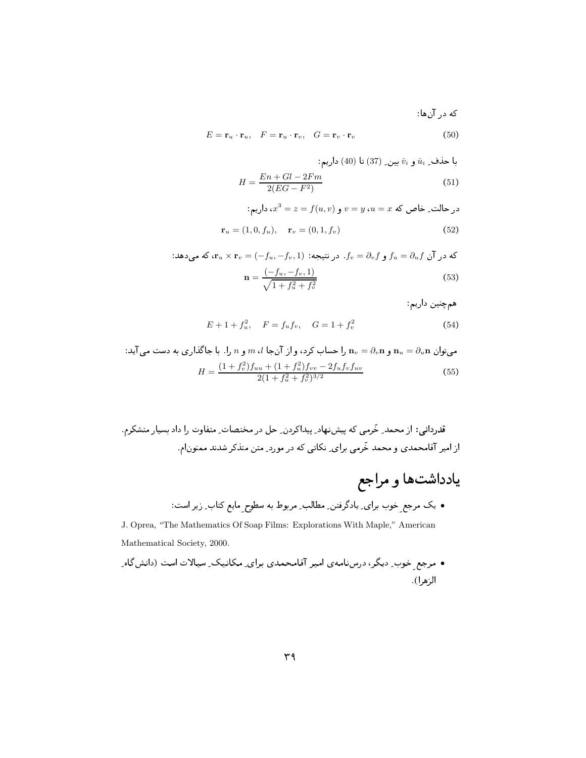که در آن‌ها:

$$E = \mathbf{r}_u \cdot \mathbf{r}_u, \quad F = \mathbf{r}_u \cdot \mathbf{r}_v, \quad G = \mathbf{r}_v \cdot \mathbf{r}_v \tag{50}$$

با حذفِ $\dot{u}_i$ و $\dot{v}_i$ بینِ (37) تا (40) داریم:

$$H = \frac{En + Gl - 2Fm}{2(EG - F^2)} \tag{51}$$

در حالتِ خاص که $u = x$، $v = y$ و $x^3 = z = f(u, v)$، داریم:

$$\mathbf{r}_u = (1, 0, f_u), \quad \mathbf{r}_v = (0, 1, f_v) \tag{52}$$

که در آن $f_u = \partial_u f$ و $f_v = \partial_v f$. در نتیجه: $\mathbf{r}_u \times \mathbf{r}_v = (-f_u, -f_v, 1)$، که می‌دهد:

$$\mathbf{n} = \frac{(-f_u, -f_v, 1)}{\sqrt{1 + f_u^2 + f_v^2}} \tag{53}$$

هم‌چنین داریم:

$$E + 1 + f_u^2, \quad F = f_u f_v, \quad G = 1 + f_v^2 \tag{54}$$

می‌توان $\mathbf{n}_u = \partial_u \mathbf{n}$ و $\mathbf{n}_v = \partial_v \mathbf{n}$ را حساب کرد، و از آن‌جا $l$، $m$ و $n$ را. با جاگذاری به دست می‌آید:

$$H = \frac{(1 + f_v^2) f_{uu} + (1 + f_u^2) f_{vv} - 2 f_u f_v f_{uv}}{2(1 + f_u^2 + f_v^2)^{3/2}} \tag{55}$$

**قدردانی:** از محمدِ خرّمی که پیش‌نهادِ پیداکردنِ حل در مختصاتِ متفاوت را داد بسیار متشکرم.
از امیر آقامحمدی و محمد خرّمی برای نکاتی که در موردِ متن متذکر شدند ممنونم.

# یادداشت‌ها و مراجع

- یک مرجعِ خوب برای یادگرفتنِ مطالبِ مربوط به سطوحِ مایع کتابِ زیر است:

J. Oprea, "The Mathematics Of Soap Films: Explorations With Maple," American Mathematical Society, 2000.

- مرجعِ خوبِ دیگر، درس‌نامه‌ی امیر آقامحمدی برای مکانیکِ سیالات است (دانش‌گاهِ الزهرا).